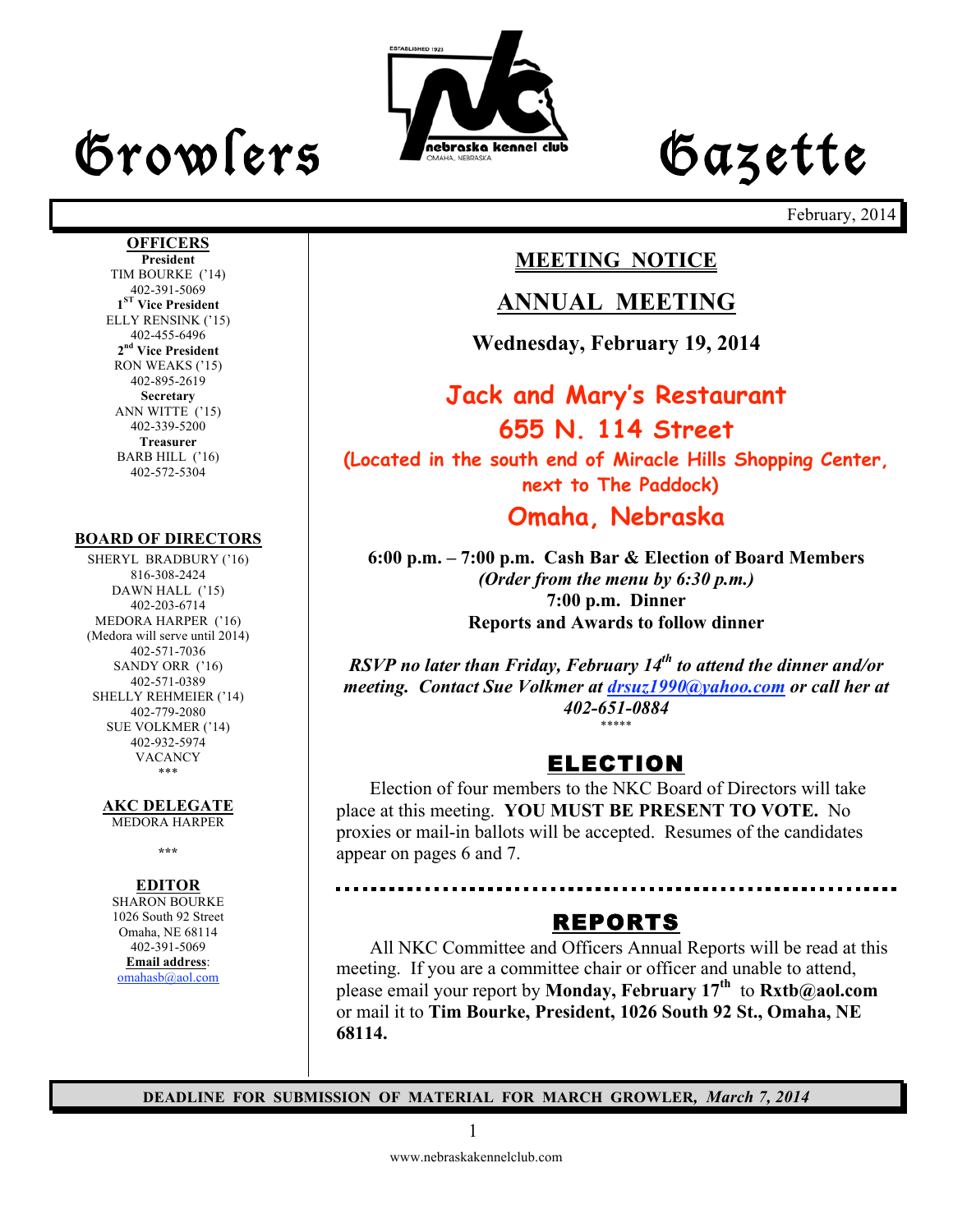# Growlers Gazette

February, 2014

## OFFICERS

**President**
TIM BOURKE ('14)
402-391-5069

**1ST Vice President**
ELLY RENSINK ('15)
402-455-6496

**2nd Vice President**
RON WEAKS ('15)
402-895-2619

**Secretary**
ANN WITTE ('15)
402-339-5200

**Treasurer**
BARB HILL ('16)
402-572-5304

## BOARD OF DIRECTORS

SHERYL BRADBURY ('16)
816-308-2424

DAWN HALL ('15)
402-203-6714

MEDORA HARPER ('16)
(Medora will serve until 2014)
402-571-7036

SANDY ORR ('16)
402-571-0389

SHELLY REHMEIER ('14)
402-779-2080

SUE VOLKMER ('14)
402-932-5974

VACANCY

***

## AKC DELEGATE

MEDORA HARPER

***

## EDITOR

SHARON BOURKE
1026 South 92 Street
Omaha, NE 68114
402-391-5069
**Email address**:
omahasb@aol.com

---

## MEETING NOTICE

## ANNUAL MEETING

**Wednesday, February 19, 2014**

**Jack and Mary's Restaurant**
**655 N. 114 Street**
**(Located in the south end of Miracle Hills Shopping Center, next to The Paddock)**
**Omaha, Nebraska**

**6:00 p.m. – 7:00 p.m. Cash Bar & Election of Board Members**
***(Order from the menu by 6:30 p.m.)***
**7:00 p.m. Dinner**
**Reports and Awards to follow dinner**

***RSVP no later than Friday, February 14th to attend the dinner and/or meeting. Contact Sue Volkmer at drsuz1990@yahoo.com or call her at 402-651-0884***

*****

## ELECTION

Election of four members to the NKC Board of Directors will take place at this meeting. **YOU MUST BE PRESENT TO VOTE.** No proxies or mail-in ballots will be accepted. Resumes of the candidates appear on pages 6 and 7.

## REPORTS

All NKC Committee and Officers Annual Reports will be read at this meeting. If you are a committee chair or officer and unable to attend, please email your report by **Monday, February 17th** to **Rxtb@aol.com** or mail it to **Tim Bourke, President, 1026 South 92 St., Omaha, NE 68114.**

**DEADLINE FOR SUBMISSION OF MATERIAL FOR MARCH GROWLER, *March 7, 2014***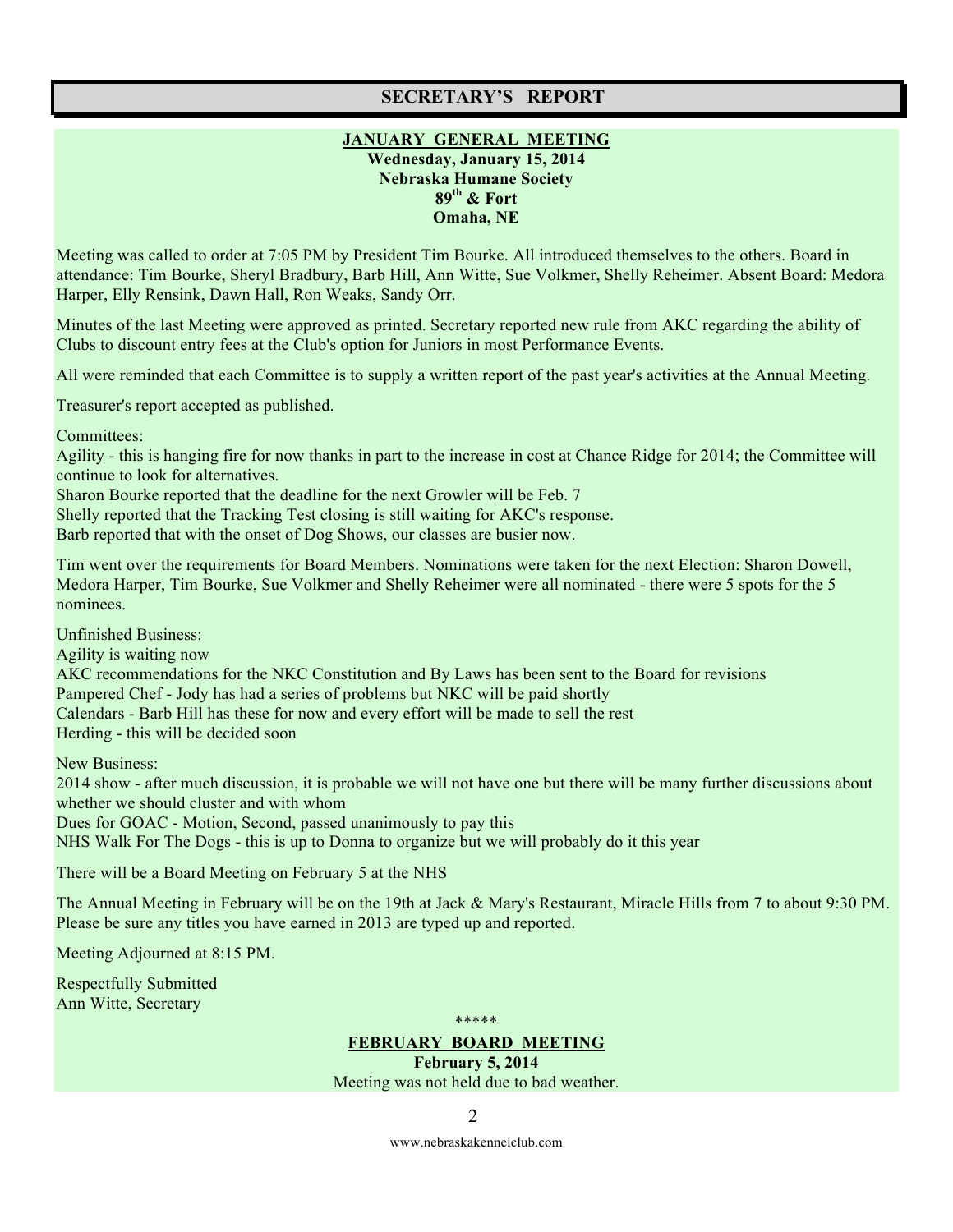# SECRETARY'S REPORT

## JANUARY GENERAL MEETING

**Wednesday, January 15, 2014**
**Nebraska Humane Society**
**89th & Fort**
**Omaha, NE**

Meeting was called to order at 7:05 PM by President Tim Bourke. All introduced themselves to the others. Board in attendance: Tim Bourke, Sheryl Bradbury, Barb Hill, Ann Witte, Sue Volkmer, Shelly Reheimer. Absent Board: Medora Harper, Elly Rensink, Dawn Hall, Ron Weaks, Sandy Orr.

Minutes of the last Meeting were approved as printed. Secretary reported new rule from AKC regarding the ability of Clubs to discount entry fees at the Club's option for Juniors in most Performance Events.

All were reminded that each Committee is to supply a written report of the past year's activities at the Annual Meeting.

Treasurer's report accepted as published.

Committees:
Agility - this is hanging fire for now thanks in part to the increase in cost at Chance Ridge for 2014; the Committee will continue to look for alternatives.
Sharon Bourke reported that the deadline for the next Growler will be Feb. 7
Shelly reported that the Tracking Test closing is still waiting for AKC's response.
Barb reported that with the onset of Dog Shows, our classes are busier now.

Tim went over the requirements for Board Members. Nominations were taken for the next Election: Sharon Dowell, Medora Harper, Tim Bourke, Sue Volkmer and Shelly Reheimer were all nominated - there were 5 spots for the 5 nominees.

Unfinished Business:
Agility is waiting now
AKC recommendations for the NKC Constitution and By Laws has been sent to the Board for revisions
Pampered Chef - Jody has had a series of problems but NKC will be paid shortly
Calendars - Barb Hill has these for now and every effort will be made to sell the rest
Herding - this will be decided soon

New Business:
2014 show - after much discussion, it is probable we will not have one but there will be many further discussions about whether we should cluster and with whom
Dues for GOAC - Motion, Second, passed unanimously to pay this
NHS Walk For The Dogs - this is up to Donna to organize but we will probably do it this year

There will be a Board Meeting on February 5 at the NHS

The Annual Meeting in February will be on the 19th at Jack & Mary's Restaurant, Miracle Hills from 7 to about 9:30 PM. Please be sure any titles you have earned in 2013 are typed up and reported.

Meeting Adjourned at 8:15 PM.

Respectfully Submitted
Ann Witte, Secretary

\*\*\*\*\*

## FEBRUARY BOARD MEETING

**February 5, 2014**

Meeting was not held due to bad weather.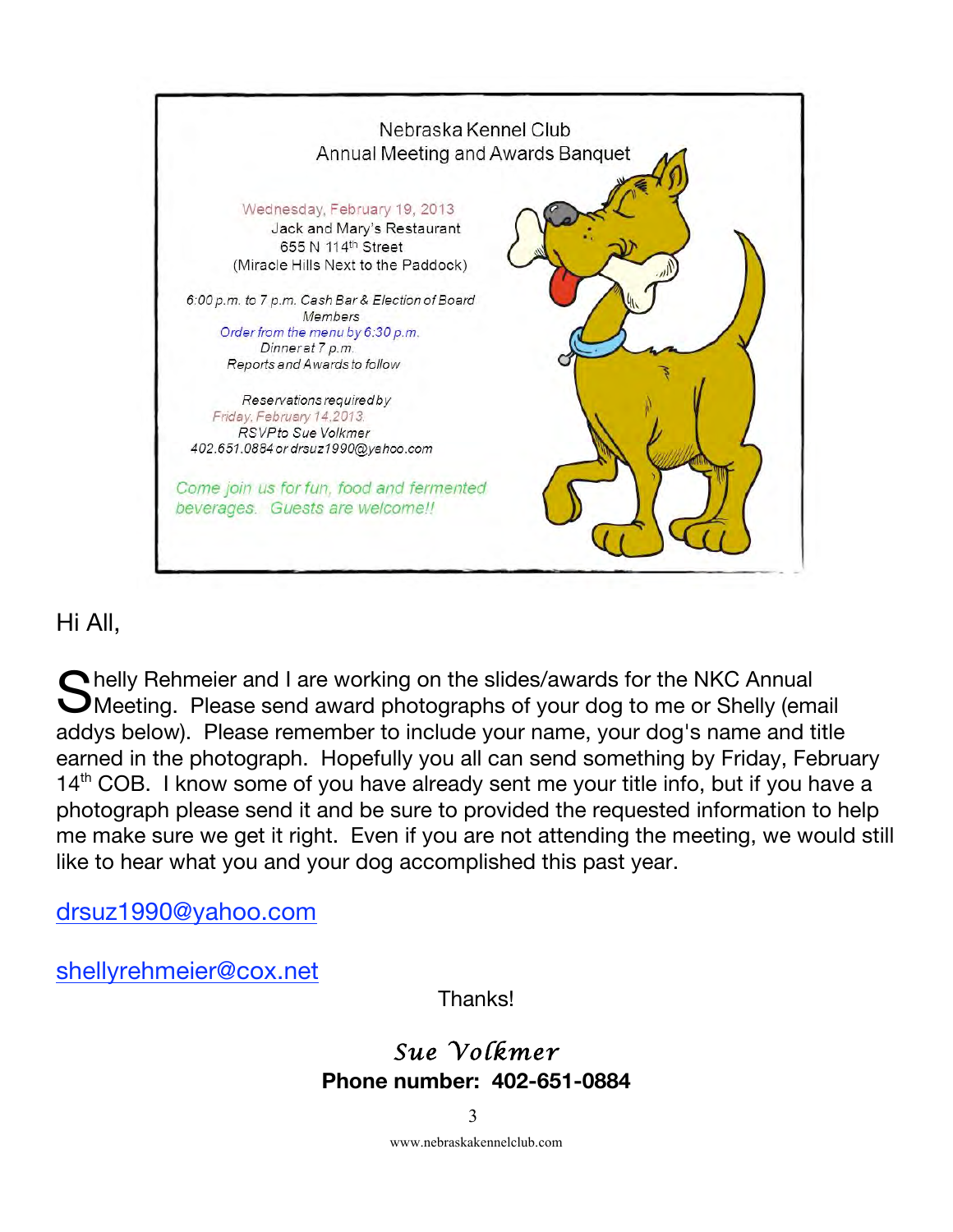Nebraska Kennel Club
Annual Meeting and Awards Banquet

Wednesday, February 19, 2013
Jack and Mary's Restaurant
655 N 114th Street
(Miracle Hills Next to the Paddock)

*6:00 p.m. to 7 p.m. Cash Bar & Election of Board Members*
*Order from the menu by 6:30 p.m.*
*Dinner at 7 p.m.*
*Reports and Awards to follow*

*Reservations required by*
*Friday, February 14, 2013.*
*RSVP to Sue Volkmer*
*402.651.0884 or drsuz1990@yahoo.com*

*Come join us for fun, food and fermented beverages. Guests are welcome!!*

Hi All,

Shelly Rehmeier and I are working on the slides/awards for the NKC Annual Meeting. Please send award photographs of your dog to me or Shelly (email addys below). Please remember to include your name, your dog's name and title earned in the photograph. Hopefully you all can send something by Friday, February 14th COB. I know some of you have already sent me your title info, but if you have a photograph please send it and be sure to provided the requested information to help me make sure we get it right. Even if you are not attending the meeting, we would still like to hear what you and your dog accomplished this past year.

drsuz1990@yahoo.com

shellyrehmeier@cox.net

Thanks!

*Sue Volkmer*
**Phone number: 402-651-0884**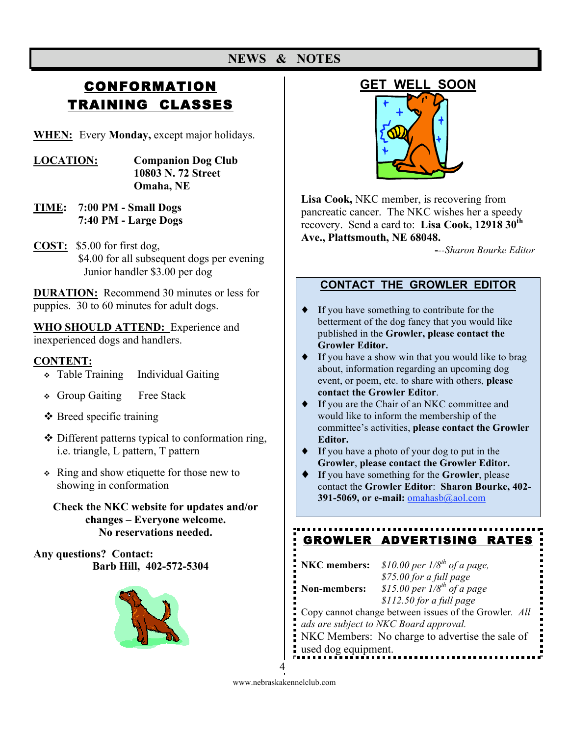# NEWS & NOTES

## CONFORMATION TRAINING CLASSES

**WHEN:** Every **Monday,** except major holidays.

**LOCATION:** **Companion Dog Club**
**10803 N. 72 Street**
**Omaha, NE**

**TIME:** **7:00 PM - Small Dogs**
**7:40 PM - Large Dogs**

**COST:** $5.00 for first dog,
$4.00 for all subsequent dogs per evening
Junior handler $3.00 per dog

**DURATION:** Recommend 30 minutes or less for puppies. 30 to 60 minutes for adult dogs.

**WHO SHOULD ATTEND:** Experience and inexperienced dogs and handlers.

**CONTENT:**

- Table Training  Individual Gaiting
- Group Gaiting  Free Stack
- Breed specific training
- Different patterns typical to conformation ring, i.e. triangle, L pattern, T pattern
- Ring and show etiquette for those new to showing in conformation

**Check the NKC website for updates and/or changes – Everyone welcome. No reservations needed.**

**Any questions? Contact:**
**Barb Hill, 402-572-5304**

## GET WELL SOON

**Lisa Cook,** NKC member, is recovering from pancreatic cancer. The NKC wishes her a speedy recovery. Send a card to: **Lisa Cook, 12918 30th Ave., Plattsmouth, NE 68048.**

---*Sharon Bourke Editor*

## CONTACT THE GROWLER EDITOR

- **If** you have something to contribute for the betterment of the dog fancy that you would like published in the **Growler, please contact the Growler Editor.**
- **If** you have a show win that you would like to brag about, information regarding an upcoming dog event, or poem, etc. to share with others, **please contact the Growler Editor**.
- **If** you are the Chair of an NKC committee and would like to inform the membership of the committee's activities, **please contact the Growler Editor.**
- **If** you have a photo of your dog to put in the **Growler**, **please contact the Growler Editor.**
- **If** you have something for the **Growler**, please contact the **Growler Editor**: **Sharon Bourke, 402-391-5069, or e-mail:** omahasb@aol.com

## GROWLER ADVERTISING RATES

**NKC members:** *$10.00 per 1/8th of a page, $75.00 for a full page*
**Non-members:** *$15.00 per 1/8th of a page, $112.50 for a full page*

Copy cannot change between issues of the Growler. *All ads are subject to NKC Board approval.*

NKC Members: No charge to advertise the sale of used dog equipment.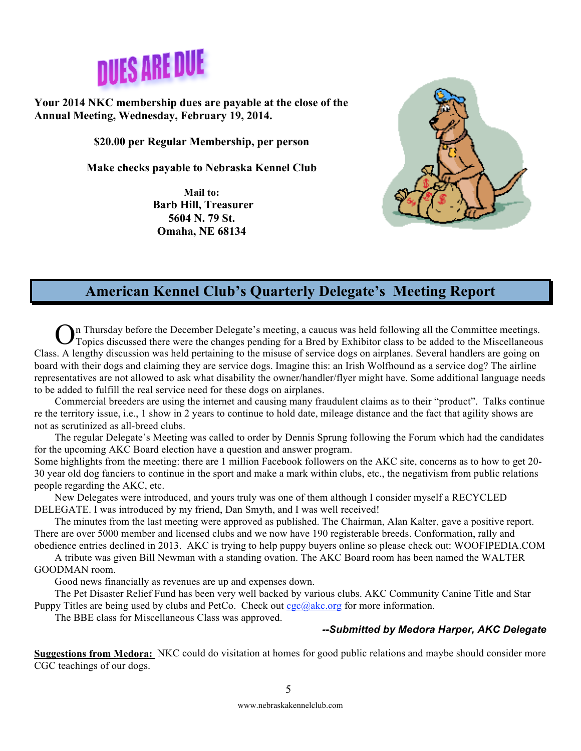# DUES ARE DUE

**Your 2014 NKC membership dues are payable at the close of the Annual Meeting, Wednesday, February 19, 2014.**

**$20.00 per Regular Membership, per person**

**Make checks payable to Nebraska Kennel Club**

**Mail to:**
**Barb Hill, Treasurer**
**5604 N. 79 St.**
**Omaha, NE 68134**

## American Kennel Club's Quarterly Delegate's Meeting Report

On Thursday before the December Delegate's meeting, a caucus was held following all the Committee meetings. Topics discussed there were the changes pending for a Bred by Exhibitor class to be added to the Miscellaneous Class. A lengthy discussion was held pertaining to the misuse of service dogs on airplanes. Several handlers are going on board with their dogs and claiming they are service dogs. Imagine this: an Irish Wolfhound as a service dog? The airline representatives are not allowed to ask what disability the owner/handler/flyer might have. Some additional language needs to be added to fulfill the real service need for these dogs on airplanes.

Commercial breeders are using the internet and causing many fraudulent claims as to their "product". Talks continue re the territory issue, i.e., 1 show in 2 years to continue to hold date, mileage distance and the fact that agility shows are not as scrutinized as all-breed clubs.

The regular Delegate's Meeting was called to order by Dennis Sprung following the Forum which had the candidates for the upcoming AKC Board election have a question and answer program.

Some highlights from the meeting: there are 1 million Facebook followers on the AKC site, concerns as to how to get 20-30 year old dog fanciers to continue in the sport and make a mark within clubs, etc., the negativism from public relations people regarding the AKC, etc.

New Delegates were introduced, and yours truly was one of them although I consider myself a RECYCLED DELEGATE. I was introduced by my friend, Dan Smyth, and I was well received!

The minutes from the last meeting were approved as published. The Chairman, Alan Kalter, gave a positive report. There are over 5000 member and licensed clubs and we now have 190 registerable breeds. Conformation, rally and obedience entries declined in 2013. AKC is trying to help puppy buyers online so please check out: WOOFIPEDIA.COM

A tribute was given Bill Newman with a standing ovation. The AKC Board room has been named the WALTER GOODMAN room.

Good news financially as revenues are up and expenses down.

The Pet Disaster Relief Fund has been very well backed by various clubs. AKC Community Canine Title and Star Puppy Titles are being used by clubs and PetCo. Check out cgc@akc.org for more information.

The BBE class for Miscellaneous Class was approved.

***--Submitted by Medora Harper, AKC Delegate***

**Suggestions from Medora:** NKC could do visitation at homes for good public relations and maybe should consider more CGC teachings of our dogs.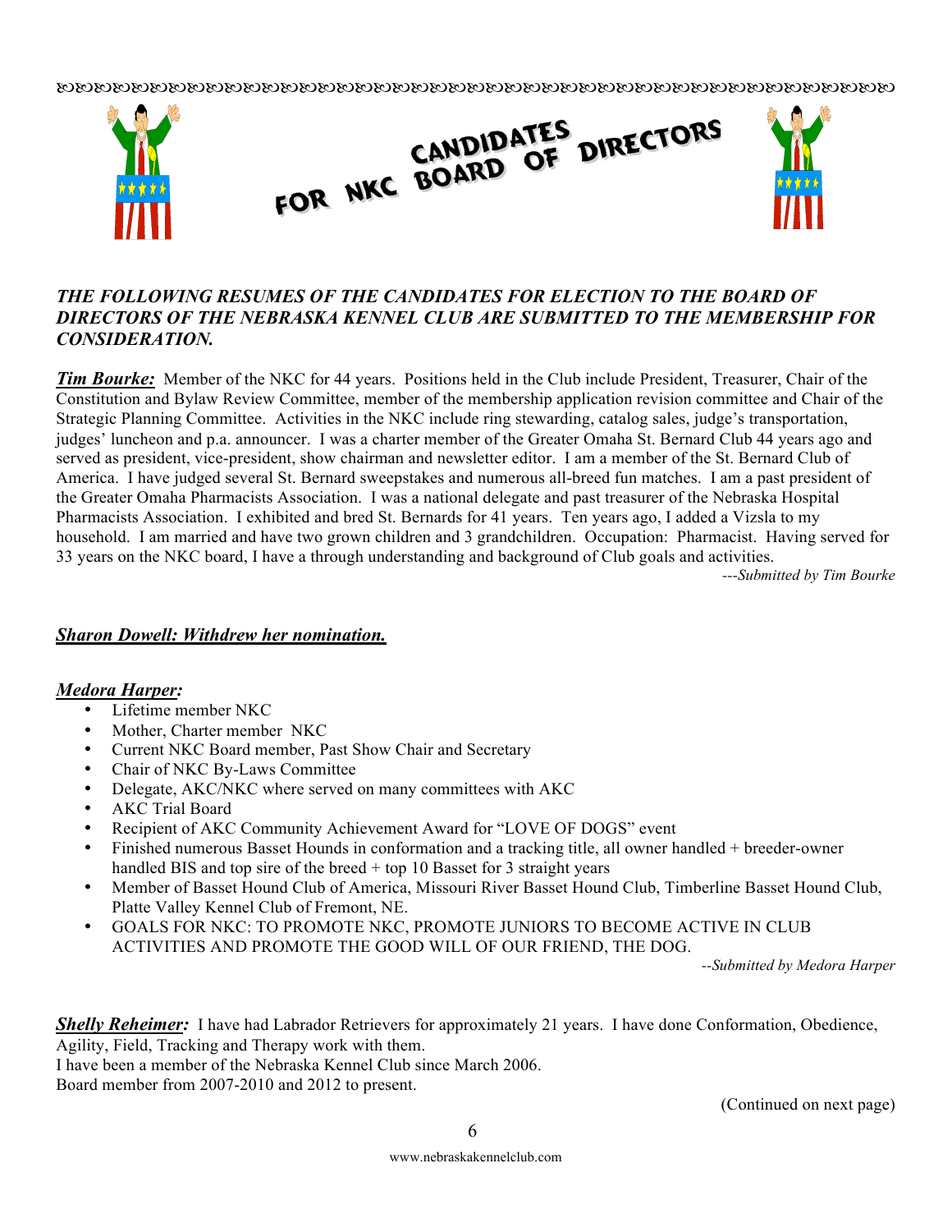# CANDIDATES FOR NKC BOARD OF DIRECTORS

***THE FOLLOWING RESUMES OF THE CANDIDATES FOR ELECTION TO THE BOARD OF DIRECTORS OF THE NEBRASKA KENNEL CLUB ARE SUBMITTED TO THE MEMBERSHIP FOR CONSIDERATION.***

***Tim Bourke:*** Member of the NKC for 44 years. Positions held in the Club include President, Treasurer, Chair of the Constitution and Bylaw Review Committee, member of the membership application revision committee and Chair of the Strategic Planning Committee. Activities in the NKC include ring stewarding, catalog sales, judge's transportation, judges' luncheon and p.a. announcer. I was a charter member of the Greater Omaha St. Bernard Club 44 years ago and served as president, vice-president, show chairman and newsletter editor. I am a member of the St. Bernard Club of America. I have judged several St. Bernard sweepstakes and numerous all-breed fun matches. I am a past president of the Greater Omaha Pharmacists Association. I was a national delegate and past treasurer of the Nebraska Hospital Pharmacists Association. I exhibited and bred St. Bernards for 41 years. Ten years ago, I added a Vizsla to my household. I am married and have two grown children and 3 grandchildren. Occupation: Pharmacist. Having served for 33 years on the NKC board, I have a through understanding and background of Club goals and activities.

*---Submitted by Tim Bourke*

***Sharon Dowell: Withdrew her nomination.***

***Medora Harper:***

- Lifetime member NKC
- Mother, Charter member NKC
- Current NKC Board member, Past Show Chair and Secretary
- Chair of NKC By-Laws Committee
- Delegate, AKC/NKC where served on many committees with AKC
- AKC Trial Board
- Recipient of AKC Community Achievement Award for "LOVE OF DOGS" event
- Finished numerous Basset Hounds in conformation and a tracking title, all owner handled + breeder-owner handled BIS and top sire of the breed + top 10 Basset for 3 straight years
- Member of Basset Hound Club of America, Missouri River Basset Hound Club, Timberline Basset Hound Club, Platte Valley Kennel Club of Fremont, NE.
- GOALS FOR NKC: TO PROMOTE NKC, PROMOTE JUNIORS TO BECOME ACTIVE IN CLUB ACTIVITIES AND PROMOTE THE GOOD WILL OF OUR FRIEND, THE DOG.

*--Submitted by Medora Harper*

***Shelly Reheimer:*** I have had Labrador Retrievers for approximately 21 years. I have done Conformation, Obedience, Agility, Field, Tracking and Therapy work with them.
I have been a member of the Nebraska Kennel Club since March 2006.
Board member from 2007-2010 and 2012 to present.

(Continued on next page)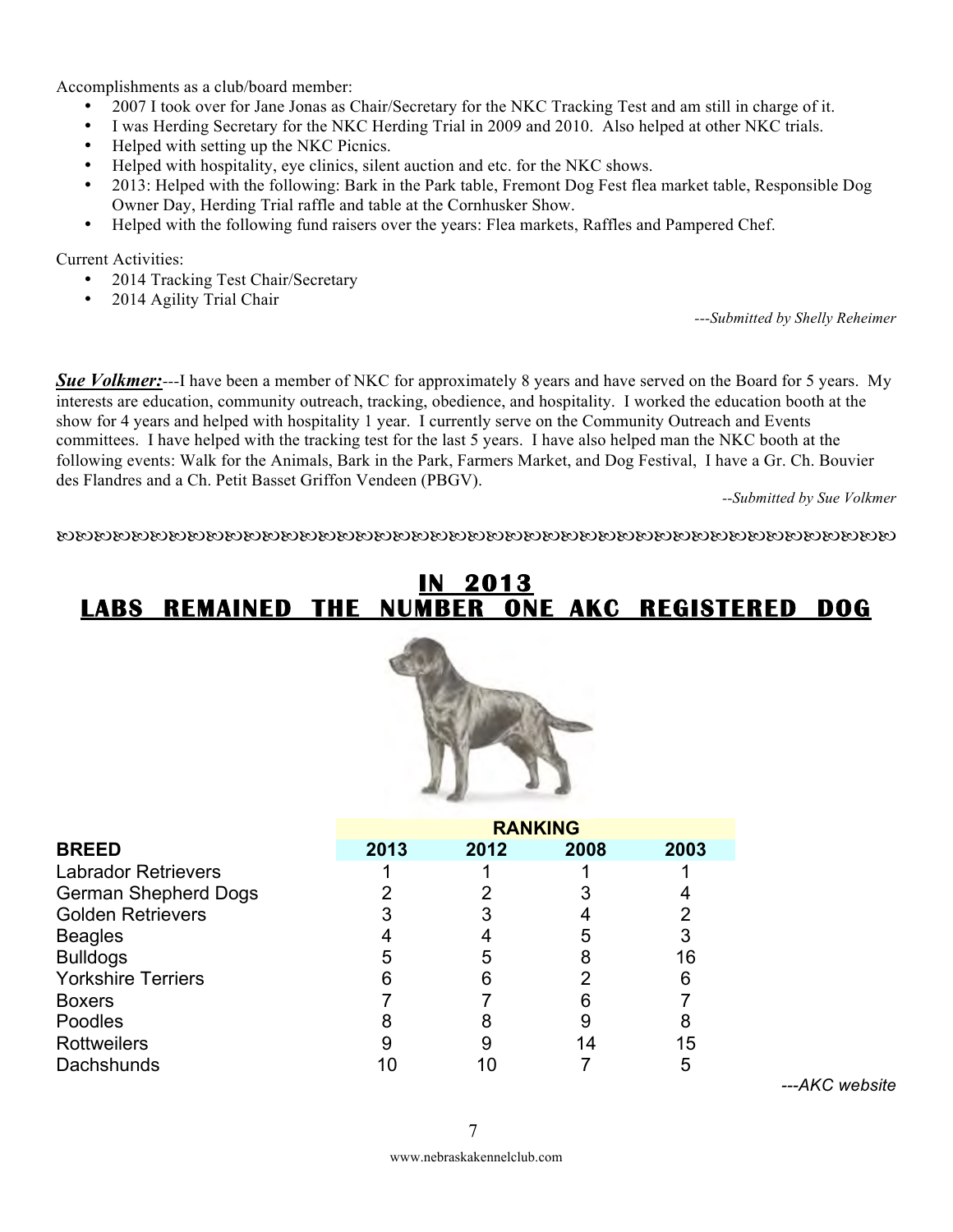Accomplishments as a club/board member:

- 2007 I took over for Jane Jonas as Chair/Secretary for the NKC Tracking Test and am still in charge of it.
- I was Herding Secretary for the NKC Herding Trial in 2009 and 2010. Also helped at other NKC trials.
- Helped with setting up the NKC Picnics.
- Helped with hospitality, eye clinics, silent auction and etc. for the NKC shows.
- 2013: Helped with the following: Bark in the Park table, Fremont Dog Fest flea market table, Responsible Dog Owner Day, Herding Trial raffle and table at the Cornhusker Show.
- Helped with the following fund raisers over the years: Flea markets, Raffles and Pampered Chef.

Current Activities:

- 2014 Tracking Test Chair/Secretary
- 2014 Agility Trial Chair

*---Submitted by Shelly Reheimer*

***Sue Volkmer:***---I have been a member of NKC for approximately 8 years and have served on the Board for 5 years. My interests are education, community outreach, tracking, obedience, and hospitality. I worked the education booth at the show for 4 years and helped with hospitality 1 year. I currently serve on the Community Outreach and Events committees. I have helped with the tracking test for the last 5 years. I have also helped man the NKC booth at the following events: Walk for the Animals, Bark in the Park, Farmers Market, and Dog Festival, I have a Gr. Ch. Bouvier des Flandres and a Ch. Petit Basset Griffon Vendeen (PBGV).

*--Submitted by Sue Volkmer*

## IN 2013
## LABS REMAINED THE NUMBER ONE AKC REGISTERED DOG

| | RANKING | | | |
|---|---|---|---|---|
| **BREED** | **2013** | **2012** | **2008** | **2003** |
| Labrador Retrievers | 1 | 1 | 1 | 1 |
| German Shepherd Dogs | 2 | 2 | 3 | 4 |
| Golden Retrievers | 3 | 3 | 4 | 2 |
| Beagles | 4 | 4 | 5 | 3 |
| Bulldogs | 5 | 5 | 8 | 16 |
| Yorkshire Terriers | 6 | 6 | 2 | 6 |
| Boxers | 7 | 7 | 6 | 7 |
| Poodles | 8 | 8 | 9 | 8 |
| Rottweilers | 9 | 9 | 14 | 15 |
| Dachshunds | 10 | 10 | 7 | 5 |

*---AKC website*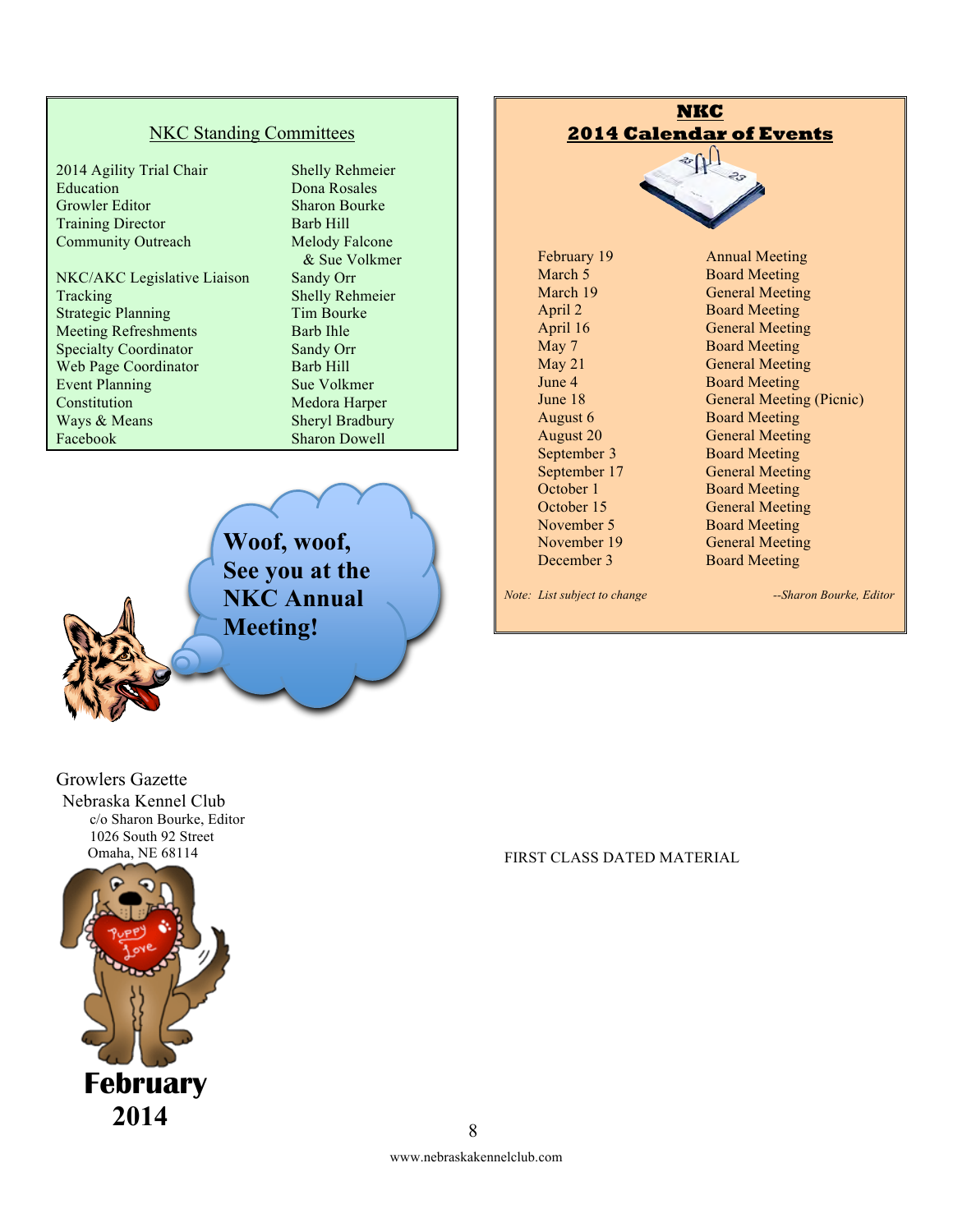## NKC Standing Committees

| | |
|---|---|
| 2014 Agility Trial Chair | Shelly Rehmeier |
| Education | Dona Rosales |
| Growler Editor | Sharon Bourke |
| Training Director | Barb Hill |
| Community Outreach | Melody Falcone & Sue Volkmer |
| NKC/AKC Legislative Liaison | Sandy Orr |
| Tracking | Shelly Rehmeier |
| Strategic Planning | Tim Bourke |
| Meeting Refreshments | Barb Ihle |
| Specialty Coordinator | Sandy Orr |
| Web Page Coordinator | Barb Hill |
| Event Planning | Sue Volkmer |
| Constitution | Medora Harper |
| Ways & Means | Sheryl Bradbury |
| Facebook | Sharon Dowell |

**Woof, woof, See you at the NKC Annual Meeting!**

## NKC
## 2014 Calendar of Events

| | |
|---|---|
| February 19 | Annual Meeting |
| March 5 | Board Meeting |
| March 19 | General Meeting |
| April 2 | Board Meeting |
| April 16 | General Meeting |
| May 7 | Board Meeting |
| May 21 | General Meeting |
| June 4 | Board Meeting |
| June 18 | General Meeting (Picnic) |
| August 6 | Board Meeting |
| August 20 | General Meeting |
| September 3 | Board Meeting |
| September 17 | General Meeting |
| October 1 | Board Meeting |
| October 15 | General Meeting |
| November 5 | Board Meeting |
| November 19 | General Meeting |
| December 3 | Board Meeting |

*Note: List subject to change* *--Sharon Bourke, Editor*

Growlers Gazette
Nebraska Kennel Club
c/o Sharon Bourke, Editor
1026 South 92 Street
Omaha, NE 68114

FIRST CLASS DATED MATERIAL

**February 2014**

www.nebraskakennelclub.com